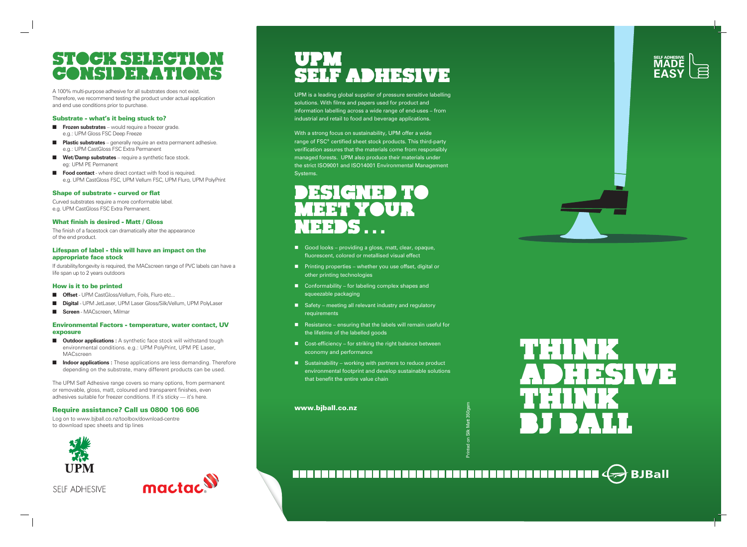# STOCK SELECTION CONSIDERATIONS

A 100% multi-purpose adhesive for all substrates does not exist. Therefore, we recommend testing the product under actual application and end use conditions prior to purchase.

### Substrate - what's it being stuck to?

- **Frozen substrates** – would require a freezer grade. e.g.: UPM Gloss FSC Deep Freeze
- **Plastic substrates** – generally require an extra permanent adhesive. e.g.: UPM CastGloss FSC Extra Permanent
- **Wet/Damp substrates** – require a synthetic face stock. eg: UPM PE Permanent
- **Food contact** - where direct contact with food is required. e.g. UPM CastGloss FSC, UPM Vellum FSC, UPM Fluro, UPM PolyPrint

### Shape of substrate - curved or flat

Curved substrates require a more conformable label. e.g. UPM CastGloss FSC Extra Permanent.

### What finish is desired - Matt / Gloss

The finish of a facestock can dramatically alter the appearance of the end product.

### Lifespan of label - this will have an impact on the appropriate face stock

If durability/longevity is required, the MACscreen range of PVC labels can have a life span up to 2 years outdoors

### How is it to be printed

- **Offset** - UPM CastGloss/Vellum, Foils, Fluro etc...
- **Digital** - UPM JetLaser, UPM Laser Gloss/Silk/Vellum, UPM PolyLaser
- **Screen** - MACscreen, Milmar

### Environmental Factors - temperature, water contact, UV exposure

- **Outdoor applications :** A synthetic face stock will withstand tough environmental conditions. e.g.: UPM PolyPrint, UPM PE Laser, MACscreen
- **Indoor applications :** These applications are less demanding. Therefore depending on the substrate, many different products can be used.

The UPM Self Adhesive range covers so many options, from permanent or removable, gloss, matt, coloured and transparent finishes, even adhesives suitable for freezer conditions. If it's sticky — it's here.

### Require assistance? Call us 0800 106 606

Log on to www.bjball.co.nz/toolbox/download-centre to download spec sheets and tip lines

UPM SELF ADHESIVE

mactac

# UPM SELF ADHESIVE

UPM is a leading global supplier of pressure sensitive labelling solutions. With films and papers used for product and information labelling across a wide range of end-uses – from industrial and retail to food and beverage applications.

With a strong focus on sustainability, UPM offer a wide range of FSC® certified sheet stock products. This third-party verification assures that the materials come from responsibly managed forests. UPM also produce their materials under the strict ISO9001 and ISO14001 Environmental Management Systems.

# DESIGNED TO MEET YOUR NEEDS . . .

- Good looks – providing a gloss, matt, clear, opaque, fluorescent, colored or metallised visual effect
- Printing properties – whether you use offset, digital or other printing technologies
- Conformability – for labeling complex shapes and squeezable packaging
- Safety – meeting all relevant industry and regulatory requirements
- Resistance – ensuring that the labels will remain useful for the lifetime of the labelled goods
- Cost-efficiency – for striking the right balance between economy and performance
- Sustainability – working with partners to reduce product environmental footprint and develop sustainable solutions that benefit the entire value chain

**www.bjball.co.nz**

Printed on Silk Matt 350gsm

SELF ADHESIVE MADE EASY

# THINK ADHESIVE THINK BJ BALL

BJBall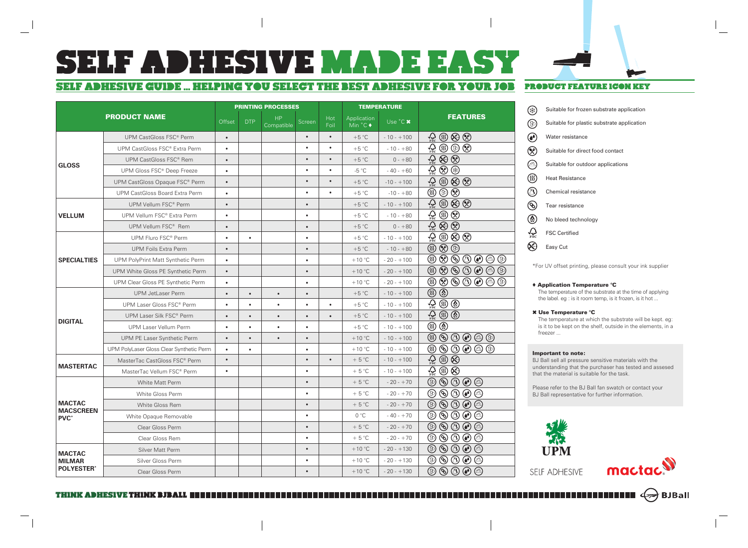# SELF ADHESIVE MADE EASY

## SELF ADHESIVE GUIDE ... HELPING YOU SELECT THE BEST ADHESIVE FOR YOUR JOB

| PRODUCT NAME | | PRINTING PROCESSES | | | | | TEMPERATURE | | FEATURES |
|---|---|---|---|---|---|---|---|---|---|
| | | Offset | DTP | HP Compatible | Screen | Hot Foil | Application Min °C ♦ | Use °C ✖ | |
| **GLOSS** | UPM CastGloss FSC® Perm | • | | | • | • | +5 °C | - 10 - +100 | FSC Certified, Heat Resistance, Easy Cut, Suitable for direct food contact |
| | UPM CastGloss FSC® Extra Perm | • | | | • | • | +5 °C | - 10 - +80 | FSC Certified, Heat Resistance, Plastic substrate, Suitable for direct food contact |
| | UPM CastGloss FSC® Rem | • | | | • | • | +5 °C | 0 - +80 | FSC Certified, Easy Cut, Suitable for direct food contact |
| | UPM Gloss FSC® Deep Freeze | • | | | • | • | -5 °C | - 40 - +60 | FSC Certified, Suitable for direct food contact, Frozen substrate |
| | UPM CastGloss Opaque FSC® Perm | • | | | • | • | +5 °C | -10 - +100 | FSC Certified, Heat Resistance, Easy Cut, Suitable for direct food contact |
| | UPM CastGloss Board Extra Perm | • | | | • | • | +5 °C | -10 - +80 | Heat Resistance, Plastic substrate, Suitable for direct food contact |
| **VELLUM** | UPM Vellum FSC® Perm | • | | | • | | +5 °C | - 10 - +100 | FSC Certified, Heat Resistance, Easy Cut, Suitable for direct food contact |
| | UPM Vellum FSC® Extra Perm | • | | | • | | +5 °C | - 10 - +80 | FSC Certified, Heat Resistance, Suitable for direct food contact |
| | UPM Vellum FSC® Rem | • | | | • | | +5 °C | 0 - +80 | FSC Certified, Easy Cut, Suitable for direct food contact |
| **SPECIALTIES** | UPM Fluro FSC® Perm | • | • | | • | | +5 °C | - 10 - +100 | FSC Certified, Heat Resistance, Easy Cut, Suitable for direct food contact |
| | UPM Foils Extra Perm | • | | | • | | +5 °C | - 10 - +80 | Heat Resistance, Suitable for direct food contact, Plastic substrate |
| | UPM PolyPrint Matt Synthetic Perm | • | | | • | | +10 °C | - 20 - +100 | Heat Resistance, Suitable for direct food contact, Tear resistance, Chemical resistance, Water resistance, Outdoor, Plastic substrate |
| | UPM White Gloss PE Synthetic Perm | • | | | • | | +10 °C | - 20 - +100 | Heat Resistance, Suitable for direct food contact, Tear resistance, Chemical resistance, Water resistance, Outdoor, Plastic substrate |
| | UPM Clear Gloss PE Synthetic Perm | • | | | • | | +10 °C | - 20 - +100 | Heat Resistance, Suitable for direct food contact, Tear resistance, Chemical resistance, Water resistance, Outdoor, Plastic substrate |
| **DIGITAL** | UPM JetLaser Perm | • | • | • | • | | +5 °C | - 10 - +100 | Heat Resistance, No bleed technology |
| | UPM Laser Gloss FSC® Perm | • | • | • | • | • | +5 °C | - 10 - +100 | FSC Certified, Heat Resistance, No bleed technology |
| | UPM Laser Silk FSC® Perm | • | • | • | • | • | +5 °C | - 10 - +100 | FSC Certified, Heat Resistance, No bleed technology |
| | UPM Laser Vellum Perm | • | • | • | • | | +5 °C | - 10 - +100 | Heat Resistance, No bleed technology |
| | UPM PE Laser Synthetic Perm | • | • | • | • | | +10 °C | - 10 - +100 | Heat Resistance, Tear resistance, Chemical resistance, Water resistance, Outdoor, Plastic substrate |
| | UPM PolyLaser Gloss Clear Synthetic Perm | • | • | | • | | +10 °C | - 10 - +100 | Heat Resistance, Tear resistance, Chemical resistance, Water resistance, Outdoor, Plastic substrate |
| **MASTERTAC** | MasterTac CastGloss FSC® Perm | • | | | • | • | + 5 °C | - 10 - +100 | FSC Certified, Heat Resistance, Easy Cut |
| | MasterTac Vellum FSC® Perm | • | | | • | | + 5 °C | - 10 - +100 | FSC Certified, Heat Resistance, Easy Cut |
| **MACTAC MACSCREEN PVC*** | White Matt Perm | | | | • | | + 5 °C | - 20 - +70 | Plastic substrate, Tear resistance, Chemical resistance, Water resistance, Outdoor |
| | White Gloss Perm | | | | • | | + 5 °C | - 20 - +70 | Plastic substrate, Tear resistance, Chemical resistance, Water resistance, Outdoor |
| | White Gloss Rem | | | | • | | + 5 °C | - 20 - +70 | Plastic substrate, Tear resistance, Chemical resistance, Water resistance, Outdoor |
| | White Opaque Removable | | | | • | | 0 °C | - 40 - +70 | Plastic substrate, Tear resistance, Chemical resistance, Water resistance, Outdoor |
| | Clear Gloss Perm | | | | • | | + 5 °C | - 20 - +70 | Plastic substrate, Tear resistance, Chemical resistance, Water resistance, Outdoor |
| | Clear Gloss Rem | | | | • | | + 5 °C | - 20 - +70 | Plastic substrate, Tear resistance, Chemical resistance, Water resistance, Outdoor |
| **MACTAC MILMAR POLYESTER*** | Silver Matt Perm | | | | • | | +10 °C | - 20 - +130 | Plastic substrate, Tear resistance, Chemical resistance, Water resistance, Outdoor |
| | Silver Gloss Perm | | | | • | | +10 °C | - 20 - +130 | Plastic substrate, Tear resistance, Chemical resistance, Water resistance, Outdoor |
| | Clear Gloss Perm | | | | • | | +10 °C | - 20 - +130 | Plastic substrate, Tear resistance, Chemical resistance, Water resistance, Outdoor |

## PRODUCT FEATURE ICON KEY

- Suitable for frozen substrate application
- Suitable for plastic substrate application
- Water resistance
- Suitable for direct food contact
- Suitable for outdoor applications
- Heat Resistance
- Chemical resistance
- Tear resistance
- No bleed technology
- FSC Certified
- Easy Cut

*For UV offset printing, please consult your ink supplier

**♦ Application Temperature °C**
The temperature of the substrate at the time of applying the label. eg : is it room temp, is it frozen, is it hot ...

**✖ Use Temperature °C**
The temperature at which the substrate will be kept. eg: is it to be kept on the shelf, outside in the elements, in a freezer ...

**Important to note:**
BJ Ball sell all pressure sensitive materials with the understanding that the purchaser has tested and assesed that the material is suitable for the task.

Please refer to the BJ Ball fan swatch or contact your BJ Ball representative for further information.

UPM SELF ADHESIVE

mactac

THINK ADHESIVE THINK BJBALL

BJBall